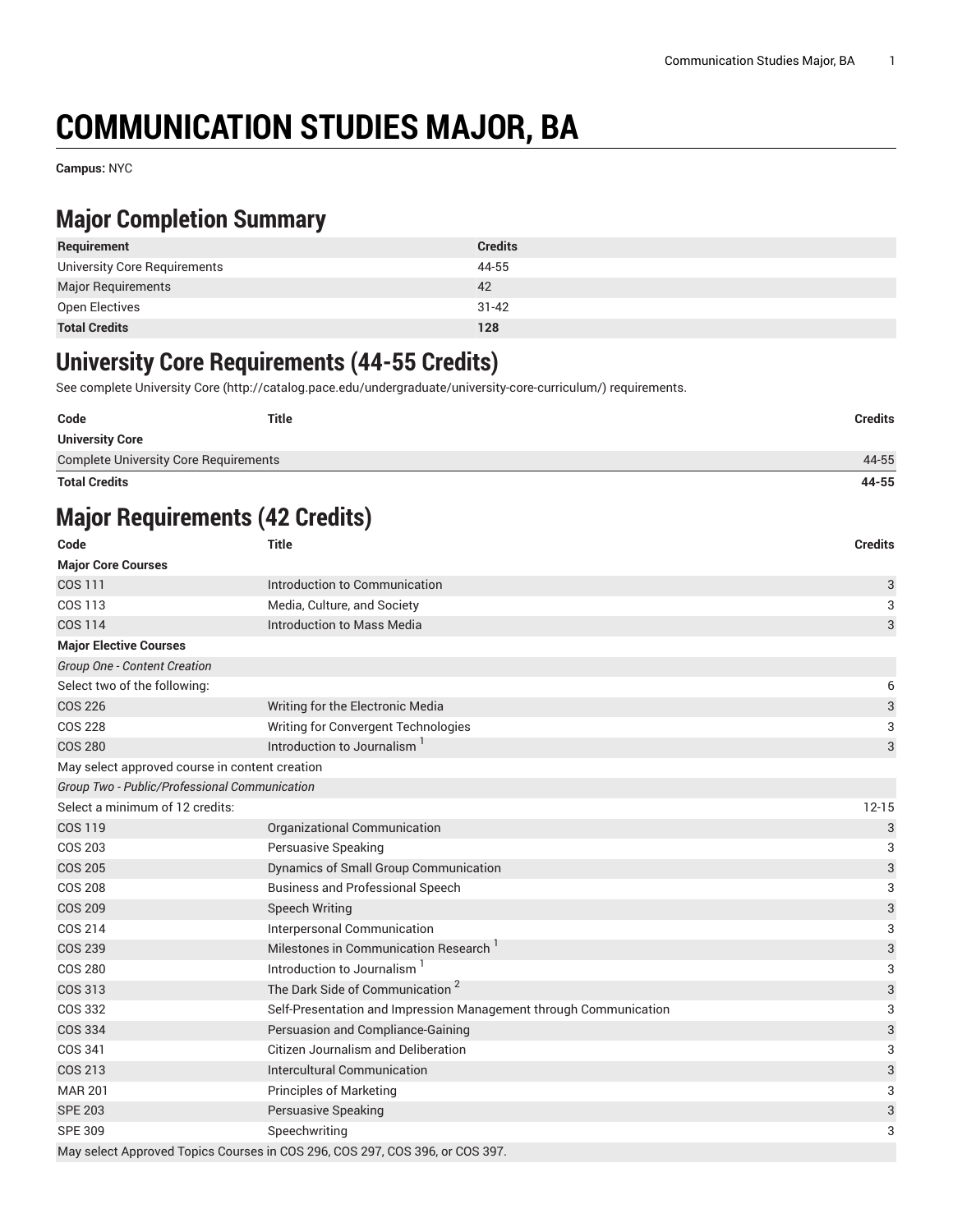# COMMUNICATION STUDIES MAJOR, BA

**Campus:** NYC

## Major Completion Summary

| Requirement | Credits |
|---|---|
| University Core Requirements | 44-55 |
| Major Requirements | 42 |
| Open Electives | 31-42 |
| **Total Credits** | **128** |

## University Core Requirements (44-55 Credits)

See complete University Core (http://catalog.pace.edu/undergraduate/university-core-curriculum/) requirements.

| Code | Title | Credits |
|---|---|---|
| **University Core** | | |
| Complete University Core Requirements | | 44-55 |
| **Total Credits** | | **44-55** |

## Major Requirements (42 Credits)

| Code | Title | Credits |
|---|---|---|
| **Major Core Courses** | | |
| COS 111 | Introduction to Communication | 3 |
| COS 113 | Media, Culture, and Society | 3 |
| COS 114 | Introduction to Mass Media | 3 |
| **Major Elective Courses** | | |
| *Group One - Content Creation* | | |
| Select two of the following: | | 6 |
| COS 226 | Writing for the Electronic Media | 3 |
| COS 228 | Writing for Convergent Technologies | 3 |
| COS 280 | Introduction to Journalism [1] | 3 |
| May select approved course in content creation | | |
| *Group Two - Public/Professional Communication* | | |
| Select a minimum of 12 credits: | | 12-15 |
| COS 119 | Organizational Communication | 3 |
| COS 203 | Persuasive Speaking | 3 |
| COS 205 | Dynamics of Small Group Communication | 3 |
| COS 208 | Business and Professional Speech | 3 |
| COS 209 | Speech Writing | 3 |
| COS 214 | Interpersonal Communication | 3 |
| COS 239 | Milestones in Communication Research [1] | 3 |
| COS 280 | Introduction to Journalism [1] | 3 |
| COS 313 | The Dark Side of Communication [2] | 3 |
| COS 332 | Self-Presentation and Impression Management through Communication | 3 |
| COS 334 | Persuasion and Compliance-Gaining | 3 |
| COS 341 | Citizen Journalism and Deliberation | 3 |
| COS 213 | Intercultural Communication | 3 |
| MAR 201 | Principles of Marketing | 3 |
| SPE 203 | Persuasive Speaking | 3 |
| SPE 309 | Speechwriting | 3 |
| May select Approved Topics Courses in COS 296, COS 297, COS 396, or COS 397. | | |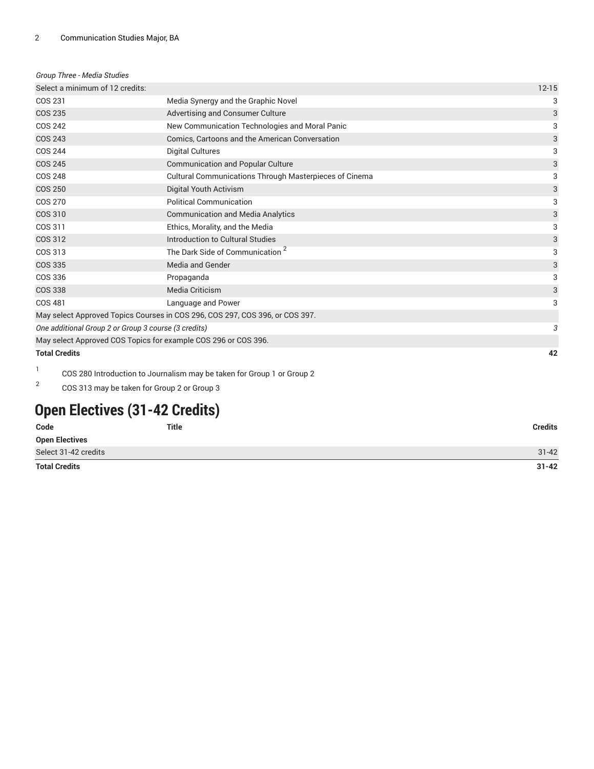| | | |
|---|---|---|
| *Group Three - Media Studies* | | |
| Select a minimum of 12 credits: | | 12-15 |
| COS 231 | Media Synergy and the Graphic Novel | 3 |
| COS 235 | Advertising and Consumer Culture | 3 |
| COS 242 | New Communication Technologies and Moral Panic | 3 |
| COS 243 | Comics, Cartoons and the American Conversation | 3 |
| COS 244 | Digital Cultures | 3 |
| COS 245 | Communication and Popular Culture | 3 |
| COS 248 | Cultural Communications Through Masterpieces of Cinema | 3 |
| COS 250 | Digital Youth Activism | 3 |
| COS 270 | Political Communication | 3 |
| COS 310 | Communication and Media Analytics | 3 |
| COS 311 | Ethics, Morality, and the Media | 3 |
| COS 312 | Introduction to Cultural Studies | 3 |
| COS 313 | The Dark Side of Communication [2] | 3 |
| COS 335 | Media and Gender | 3 |
| COS 336 | Propaganda | 3 |
| COS 338 | Media Criticism | 3 |
| COS 481 | Language and Power | 3 |
| May select Approved Topics Courses in COS 296, COS 297, COS 396, or COS 397. | | |
| *One additional Group 2 or Group 3 course (3 credits)* | | *3* |
| May select Approved COS Topics for example COS 296 or COS 396. | | |
| **Total Credits** | | **42** |

[1] COS 280 Introduction to Journalism may be taken for Group 1 or Group 2

[2] COS 313 may be taken for Group 2 or Group 3

# Open Electives (31-42 Credits)

| Code | Title | Credits |
|---|---|---|
| **Open Electives** | | |
| Select 31-42 credits | | 31-42 |
| **Total Credits** | | **31-42** |